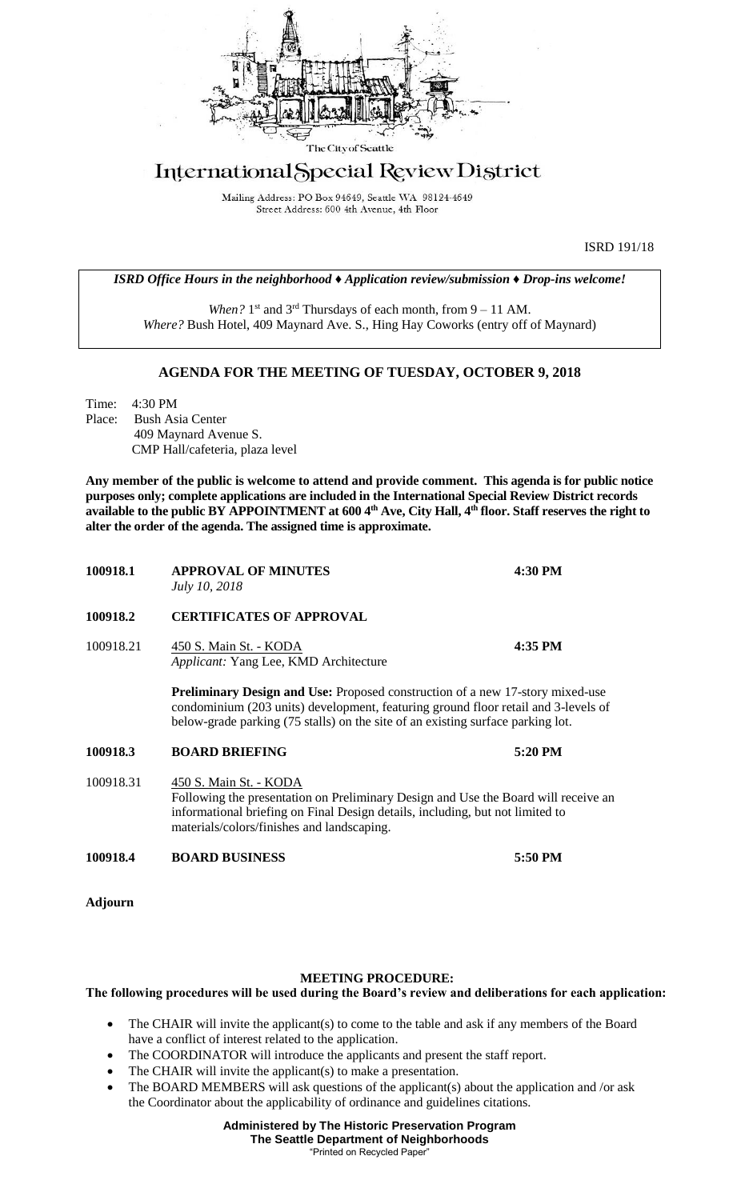The City of Seattle

# International Special Review District

Mailing Address: PO Box 94649, Seattle WA 98124-4649
Street Address: 600 4th Avenue, 4th Floor

ISRD 191/18

***ISRD Office Hours in the neighborhood ♦ Application review/submission ♦ Drop-ins welcome!***

*When?* 1st and 3rd Thursdays of each month, from 9 – 11 AM.
*Where?* Bush Hotel, 409 Maynard Ave. S., Hing Hay Coworks (entry off of Maynard)

## AGENDA FOR THE MEETING OF TUESDAY, OCTOBER 9, 2018

Time: 4:30 PM
Place: Bush Asia Center
409 Maynard Avenue S.
CMP Hall/cafeteria, plaza level

**Any member of the public is welcome to attend and provide comment. This agenda is for public notice purposes only; complete applications are included in the International Special Review District records available to the public BY APPOINTMENT at 600 4th Ave, City Hall, 4th floor. Staff reserves the right to alter the order of the agenda. The assigned time is approximate.**

**100918.1 APPROVAL OF MINUTES** **4:30 PM**
*July 10, 2018*

**100918.2 CERTIFICATES OF APPROVAL**

100918.21 450 S. Main St. - KODA **4:35 PM**
*Applicant:* Yang Lee, KMD Architecture

**Preliminary Design and Use:** Proposed construction of a new 17-story mixed-use condominium (203 units) development, featuring ground floor retail and 3-levels of below-grade parking (75 stalls) on the site of an existing surface parking lot.

**100918.3 BOARD BRIEFING** **5:20 PM**

100918.31 450 S. Main St. - KODA
Following the presentation on Preliminary Design and Use the Board will receive an informational briefing on Final Design details, including, but not limited to materials/colors/finishes and landscaping.

**100918.4 BOARD BUSINESS** **5:50 PM**

**Adjourn**

**MEETING PROCEDURE:**

**The following procedures will be used during the Board's review and deliberations for each application:**

- The CHAIR will invite the applicant(s) to come to the table and ask if any members of the Board have a conflict of interest related to the application.
- The COORDINATOR will introduce the applicants and present the staff report.
- The CHAIR will invite the applicant(s) to make a presentation.
- The BOARD MEMBERS will ask questions of the applicant(s) about the application and /or ask the Coordinator about the applicability of ordinance and guidelines citations.

**Administered by The Historic Preservation Program**
**The Seattle Department of Neighborhoods**
"Printed on Recycled Paper"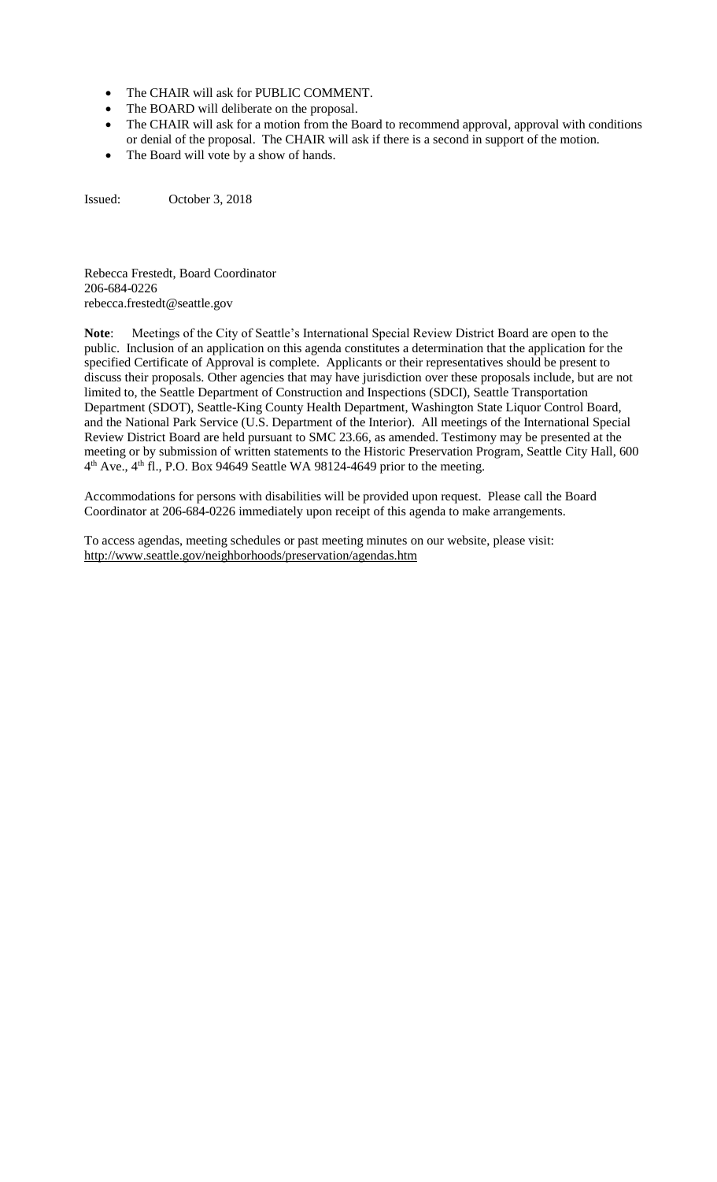- The CHAIR will ask for PUBLIC COMMENT.
- The BOARD will deliberate on the proposal.
- The CHAIR will ask for a motion from the Board to recommend approval, approval with conditions or denial of the proposal. The CHAIR will ask if there is a second in support of the motion.
- The Board will vote by a show of hands.

Issued: October 3, 2018

Rebecca Frestedt, Board Coordinator
206-684-0226
rebecca.frestedt@seattle.gov

**Note**: Meetings of the City of Seattle's International Special Review District Board are open to the public. Inclusion of an application on this agenda constitutes a determination that the application for the specified Certificate of Approval is complete. Applicants or their representatives should be present to discuss their proposals. Other agencies that may have jurisdiction over these proposals include, but are not limited to, the Seattle Department of Construction and Inspections (SDCI), Seattle Transportation Department (SDOT), Seattle-King County Health Department, Washington State Liquor Control Board, and the National Park Service (U.S. Department of the Interior). All meetings of the International Special Review District Board are held pursuant to SMC 23.66, as amended. Testimony may be presented at the meeting or by submission of written statements to the Historic Preservation Program, Seattle City Hall, 600 4th Ave., 4th fl., P.O. Box 94649 Seattle WA 98124-4649 prior to the meeting.

Accommodations for persons with disabilities will be provided upon request. Please call the Board Coordinator at 206-684-0226 immediately upon receipt of this agenda to make arrangements.

To access agendas, meeting schedules or past meeting minutes on our website, please visit: http://www.seattle.gov/neighborhoods/preservation/agendas.htm